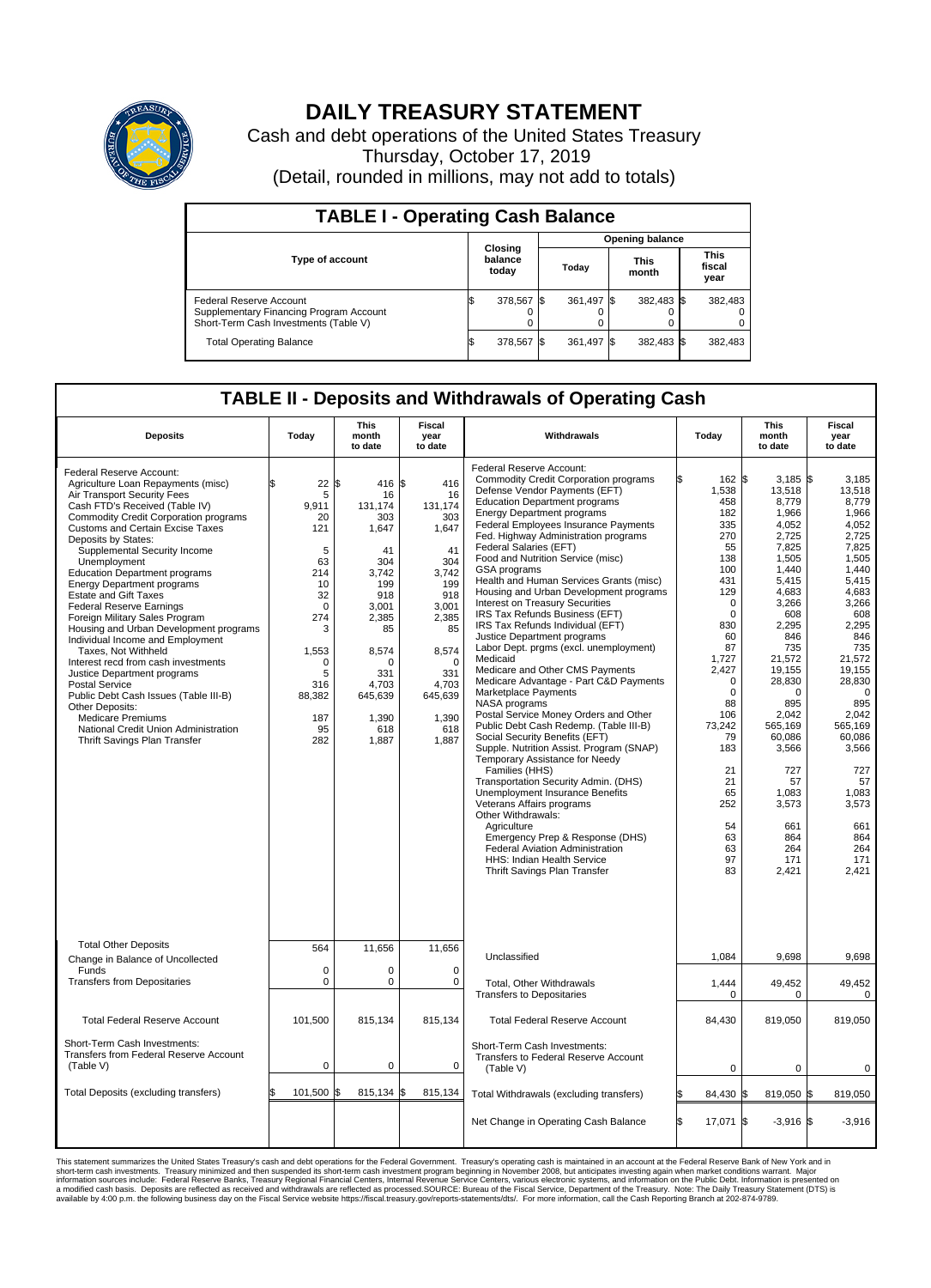# DAILY TREASURY STATEMENT

Cash and debt operations of the United States Treasury

Thursday, October 17, 2019

(Detail, rounded in millions, may not add to totals)

## TABLE I - Operating Cash Balance

| Type of account | Closing balance today | Opening balance Today | Opening balance This month | Opening balance This fiscal year |
|---|---|---|---|---|
| Federal Reserve Account | $ 378,567 | $ 361,497 | $ 382,483 | $ 382,483 |
| Supplementary Financing Program Account | 0 | 0 | 0 | 0 |
| Short-Term Cash Investments (Table V) | 0 | 0 | 0 | 0 |
| Total Operating Balance | $ 378,567 | $ 361,497 | $ 382,483 | $ 382,483 |

## TABLE II - Deposits and Withdrawals of Operating Cash

| Deposits | Today | This month to date | Fiscal year to date | Withdrawals | Today | This month to date | Fiscal year to date |
|---|---|---|---|---|---|---|---|
| Federal Reserve Account: | | | | Federal Reserve Account: | | | |
| Agriculture Loan Repayments (misc) | $ 22 | $ 416 | $ 416 | Commodity Credit Corporation programs | $ 162 | $ 3,185 | $ 3,185 |
| Air Transport Security Fees | 5 | 16 | 16 | Defense Vendor Payments (EFT) | 1,538 | 13,518 | 13,518 |
| Cash FTD's Received (Table IV) | 9,911 | 131,174 | 131,174 | Education Department programs | 458 | 8,779 | 8,779 |
| Commodity Credit Corporation programs | 20 | 303 | 303 | Energy Department programs | 182 | 1,966 | 1,966 |
| Customs and Certain Excise Taxes | 121 | 1,647 | 1,647 | Federal Employees Insurance Payments | 335 | 4,052 | 4,052 |
| Deposits by States: | | | | Fed. Highway Administration programs | 270 | 2,725 | 2,725 |
| Supplemental Security Income | 5 | 41 | 41 | Federal Salaries (EFT) | 55 | 7,825 | 7,825 |
| Unemployment | 63 | 304 | 304 | Food and Nutrition Service (misc) | 138 | 1,505 | 1,505 |
| Education Department programs | 214 | 3,742 | 3,742 | GSA programs | 100 | 1,440 | 1,440 |
| Energy Department programs | 10 | 199 | 199 | Health and Human Services Grants (misc) | 431 | 5,415 | 5,415 |
| Estate and Gift Taxes | 32 | 918 | 918 | Housing and Urban Development programs | 129 | 4,683 | 4,683 |
| Federal Reserve Earnings | 0 | 3,001 | 3,001 | Interest on Treasury Securities | 0 | 3,266 | 3,266 |
| Foreign Military Sales Program | 274 | 2,385 | 2,385 | IRS Tax Refunds Business (EFT) | 0 | 608 | 608 |
| Housing and Urban Development programs | 3 | 85 | 85 | IRS Tax Refunds Individual (EFT) | 830 | 2,295 | 2,295 |
| Individual Income and Employment | | | | Justice Department programs | 60 | 846 | 846 |
| Taxes, Not Withheld | 1,553 | 8,574 | 8,574 | Labor Dept. prgms (excl. unemployment) | 87 | 735 | 735 |
| Interest recd from cash investments | 0 | 0 | 0 | Medicaid | 1,727 | 21,572 | 21,572 |
| Justice Department programs | 5 | 331 | 331 | Medicare and Other CMS Payments | 2,427 | 19,155 | 19,155 |
| Postal Service | 316 | 4,703 | 4,703 | Medicare Advantage - Part C&D Payments | 0 | 28,830 | 28,830 |
| Public Debt Cash Issues (Table III-B) | 88,382 | 645,639 | 645,639 | Marketplace Payments | 0 | 0 | 0 |
| Other Deposits: | | | | NASA programs | 88 | 895 | 895 |
| Medicare Premiums | 187 | 1,390 | 1,390 | Postal Service Money Orders and Other | 106 | 2,042 | 2,042 |
| National Credit Union Administration | 95 | 618 | 618 | Public Debt Cash Redemp. (Table III-B) | 73,242 | 565,169 | 565,169 |
| Thrift Savings Plan Transfer | 282 | 1,887 | 1,887 | Social Security Benefits (EFT) | 79 | 60,086 | 60,086 |
| | | | | Supple. Nutrition Assist. Program (SNAP) | 183 | 3,566 | 3,566 |
| | | | | Temporary Assistance for Needy Families (HHS) | 21 | 727 | 727 |
| | | | | Transportation Security Admin. (DHS) | 21 | 57 | 57 |
| | | | | Unemployment Insurance Benefits | 65 | 1,083 | 1,083 |
| | | | | Veterans Affairs programs | 252 | 3,573 | 3,573 |
| | | | | Other Withdrawals: | | | |
| | | | | Agriculture | 54 | 661 | 661 |
| | | | | Emergency Prep & Response (DHS) | 63 | 864 | 864 |
| | | | | Federal Aviation Administration | 63 | 264 | 264 |
| | | | | HHS: Indian Health Service | 97 | 171 | 171 |
| | | | | Thrift Savings Plan Transfer | 83 | 2,421 | 2,421 |
| Total Other Deposits | 564 | 11,656 | 11,656 | Unclassified | 1,084 | 9,698 | 9,698 |
| Change in Balance of Uncollected Funds | 0 | 0 | 0 | | | | |
| Transfers from Depositaries | 0 | 0 | 0 | Total, Other Withdrawals | 1,444 | 49,452 | 49,452 |
| | | | | Transfers to Depositaries | 0 | 0 | 0 |
| Total Federal Reserve Account | 101,500 | 815,134 | 815,134 | Total Federal Reserve Account | 84,430 | 819,050 | 819,050 |
| Short-Term Cash Investments: Transfers from Federal Reserve Account (Table V) | 0 | 0 | 0 | Short-Term Cash Investments: Transfers to Federal Reserve Account (Table V) | 0 | 0 | 0 |
| Total Deposits (excluding transfers) | $ 101,500 | $ 815,134 | $ 815,134 | Total Withdrawals (excluding transfers) | $ 84,430 | $ 819,050 | $ 819,050 |
| | | | | Net Change in Operating Cash Balance | $ 17,071 | $ -3,916 | $ -3,916 |

This statement summarizes the United States Treasury's cash and debt operations for the Federal Government. Treasury's operating cash is maintained in an account at the Federal Reserve Bank of New York and in short-term cash investments. Treasury minimized and then suspended its short-term cash investment program beginning in November 2008, but anticipates investing again when market conditions warrant. Major information sources include: Federal Reserve Banks, Treasury Regional Financial Centers, Internal Revenue Service Centers, various electronic systems, and information on the Public Debt. Information is presented on a modified cash basis. Deposits are reflected as received and withdrawals are reflected as processed.SOURCE: Bureau of the Fiscal Service, Department of the Treasury. Note: The Daily Treasury Statement (DTS) is available by 4:00 p.m. the following business day on the Fiscal Service website https://fiscal.treasury.gov/reports-statements/dts/. For more information, call the Cash Reporting Branch at 202-874-9789.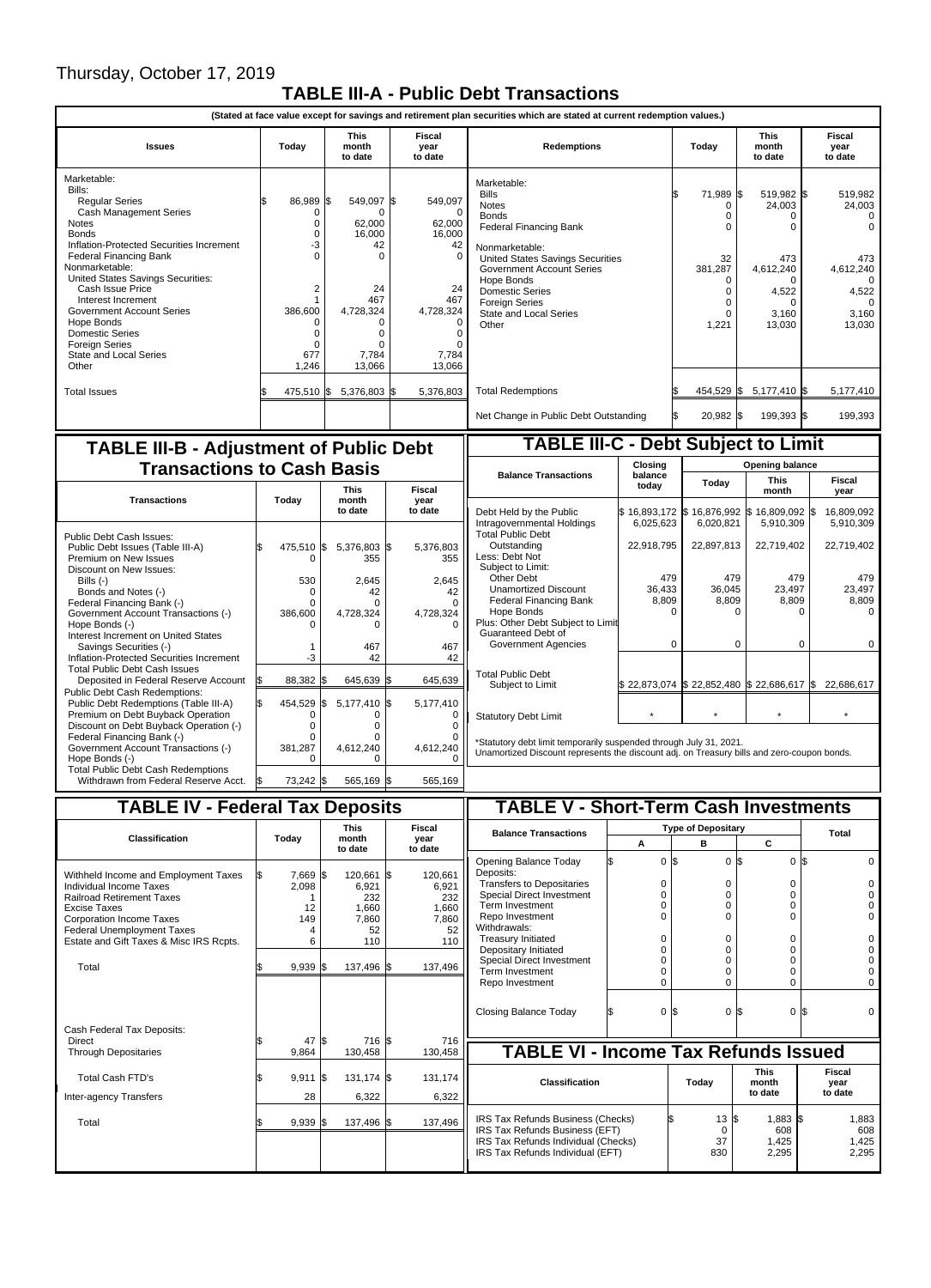Thursday, October 17, 2019

# TABLE III-A - Public Debt Transactions

(Stated at face value except for savings and retirement plan securities which are stated at current redemption values.)

| Issues | Today | This month to date | Fiscal year to date |
|---|---|---|---|
| Marketable: | | | |
| Bills: | | | |
| Regular Series | $ 86,989 | $ 549,097 | $ 549,097 |
| Cash Management Series | 0 | 0 | 0 |
| Notes | 0 | 62,000 | 62,000 |
| Bonds | 0 | 16,000 | 16,000 |
| Inflation-Protected Securities Increment | -3 | 42 | 42 |
| Federal Financing Bank | 0 | 0 | 0 |
| Nonmarketable: | | | |
| United States Savings Securities: | | | |
| Cash Issue Price | 2 | 24 | 24 |
| Interest Increment | 1 | 467 | 467 |
| Government Account Series | 386,600 | 4,728,324 | 4,728,324 |
| Hope Bonds | 0 | 0 | 0 |
| Domestic Series | 0 | 0 | 0 |
| Foreign Series | 0 | 0 | 0 |
| State and Local Series | 677 | 7,784 | 7,784 |
| Other | 1,246 | 13,066 | 13,066 |
| Total Issues | $ 475,510 | $ 5,376,803 | $ 5,376,803 |

| Redemptions | Today | This month to date | Fiscal year to date |
|---|---|---|---|
| Marketable: | | | |
| Bills | $ 71,989 | $ 519,982 | $ 519,982 |
| Notes | 0 | 24,003 | 24,003 |
| Bonds | 0 | 0 | 0 |
| Federal Financing Bank | 0 | 0 | 0 |
| Nonmarketable: | | | |
| United States Savings Securities | 32 | 473 | 473 |
| Government Account Series | 381,287 | 4,612,240 | 4,612,240 |
| Hope Bonds | 0 | 0 | 0 |
| Domestic Series | 0 | 4,522 | 4,522 |
| Foreign Series | 0 | 0 | 0 |
| State and Local Series | 0 | 3,160 | 3,160 |
| Other | 1,221 | 13,030 | 13,030 |
| Total Redemptions | $ 454,529 | $ 5,177,410 | $ 5,177,410 |
| Net Change in Public Debt Outstanding | $ 20,982 | $ 199,393 | $ 199,393 |

# TABLE III-B - Adjustment of Public Debt Transactions to Cash Basis

| Transactions | Today | This month to date | Fiscal year to date |
|---|---|---|---|
| Public Debt Cash Issues: | | | |
| Public Debt Issues (Table III-A) | $ 475,510 | $ 5,376,803 | $ 5,376,803 |
| Premium on New Issues | 0 | 355 | 355 |
| Discount on New Issues: | | | |
| Bills (-) | 530 | 2,645 | 2,645 |
| Bonds and Notes (-) | 0 | 42 | 42 |
| Federal Financing Bank (-) | 0 | 0 | 0 |
| Government Account Transactions (-) | 386,600 | 4,728,324 | 4,728,324 |
| Hope Bonds (-) | 0 | 0 | 0 |
| Interest Increment on United States Savings Securities (-) | 1 | 467 | 467 |
| Inflation-Protected Securities Increment | -3 | 42 | 42 |
| Total Public Debt Cash Issues Deposited in Federal Reserve Account | $ 88,382 | $ 645,639 | $ 645,639 |
| Public Debt Cash Redemptions: | | | |
| Public Debt Redemptions (Table III-A) | $ 454,529 | $ 5,177,410 | $ 5,177,410 |
| Premium on Debt Buyback Operation | 0 | 0 | 0 |
| Discount on Debt Buyback Operation (-) | 0 | 0 | 0 |
| Federal Financing Bank (-) | 0 | 0 | 0 |
| Government Account Transactions (-) | 381,287 | 4,612,240 | 4,612,240 |
| Hope Bonds (-) | 0 | 0 | 0 |
| Total Public Debt Cash Redemptions Withdrawn from Federal Reserve Acct. | $ 73,242 | $ 565,169 | $ 565,169 |

# TABLE III-C - Debt Subject to Limit

| Balance Transactions | Closing balance today | Opening balance Today | Opening balance This month | Opening balance Fiscal year |
|---|---|---|---|---|
| Debt Held by the Public | $ 16,893,172 | $ 16,876,992 | $ 16,809,092 | $ 16,809,092 |
| Intragovernmental Holdings | 6,025,623 | 6,020,821 | 5,910,309 | 5,910,309 |
| Total Public Debt Outstanding | 22,918,795 | 22,897,813 | 22,719,402 | 22,719,402 |
| Less: Debt Not Subject to Limit: | | | | |
| Other Debt | 479 | 479 | 479 | 479 |
| Unamortized Discount | 36,433 | 36,045 | 23,497 | 23,497 |
| Federal Financing Bank | 8,809 | 8,809 | 8,809 | 8,809 |
| Hope Bonds | 0 | 0 | 0 | 0 |
| Plus: Other Debt Subject to Limit | | | | |
| Guaranteed Debt of Government Agencies | 0 | 0 | 0 | 0 |
| Total Public Debt Subject to Limit | $ 22,873,074 | $ 22,852,480 | $ 22,686,617 | $ 22,686,617 |
| Statutory Debt Limit | * | * | * | * |

*Statutory debt limit temporarily suspended through July 31, 2021.
Unamortized Discount represents the discount adj. on Treasury bills and zero-coupon bonds.

# TABLE IV - Federal Tax Deposits

| Classification | Today | This month to date | Fiscal year to date |
|---|---|---|---|
| Withheld Income and Employment Taxes | $ 7,669 | $ 120,661 | $ 120,661 |
| Individual Income Taxes | 2,098 | 6,921 | 6,921 |
| Railroad Retirement Taxes | 1 | 232 | 232 |
| Excise Taxes | 12 | 1,660 | 1,660 |
| Corporation Income Taxes | 149 | 7,860 | 7,860 |
| Federal Unemployment Taxes | 4 | 52 | 52 |
| Estate and Gift Taxes & Misc IRS Rcpts. | 6 | 110 | 110 |
| Total | $ 9,939 | $ 137,496 | $ 137,496 |
| Cash Federal Tax Deposits: | | | |
| Direct | $ 47 | $ 716 | $ 716 |
| Through Depositaries | 9,864 | 130,458 | 130,458 |
| Total Cash FTD's | $ 9,911 | $ 131,174 | $ 131,174 |
| Inter-agency Transfers | 28 | 6,322 | 6,322 |
| Total | $ 9,939 | $ 137,496 | $ 137,496 |

# TABLE V - Short-Term Cash Investments

| Balance Transactions | Type of Depositary A | Type of Depositary B | Type of Depositary C | Total |
|---|---|---|---|---|
| Opening Balance Today | $ 0 | $ 0 | $ 0 | $ 0 |
| Deposits: | | | | |
| Transfers to Depositaries | 0 | 0 | 0 | 0 |
| Special Direct Investment | 0 | 0 | 0 | 0 |
| Term Investment | 0 | 0 | 0 | 0 |
| Repo Investment | 0 | 0 | 0 | 0 |
| Withdrawals: | | | | |
| Treasury Initiated | 0 | 0 | 0 | 0 |
| Depositary Initiated | 0 | 0 | 0 | 0 |
| Special Direct Investment | 0 | 0 | 0 | 0 |
| Term Investment | 0 | 0 | 0 | 0 |
| Repo Investment | 0 | 0 | 0 | 0 |
| Closing Balance Today | $ 0 | $ 0 | $ 0 | $ 0 |

# TABLE VI - Income Tax Refunds Issued

| Classification | Today | This month to date | Fiscal year to date |
|---|---|---|---|
| IRS Tax Refunds Business (Checks) | $ 13 | $ 1,883 | $ 1,883 |
| IRS Tax Refunds Business (EFT) | 0 | 608 | 608 |
| IRS Tax Refunds Individual (Checks) | 37 | 1,425 | 1,425 |
| IRS Tax Refunds Individual (EFT) | 830 | 2,295 | 2,295 |